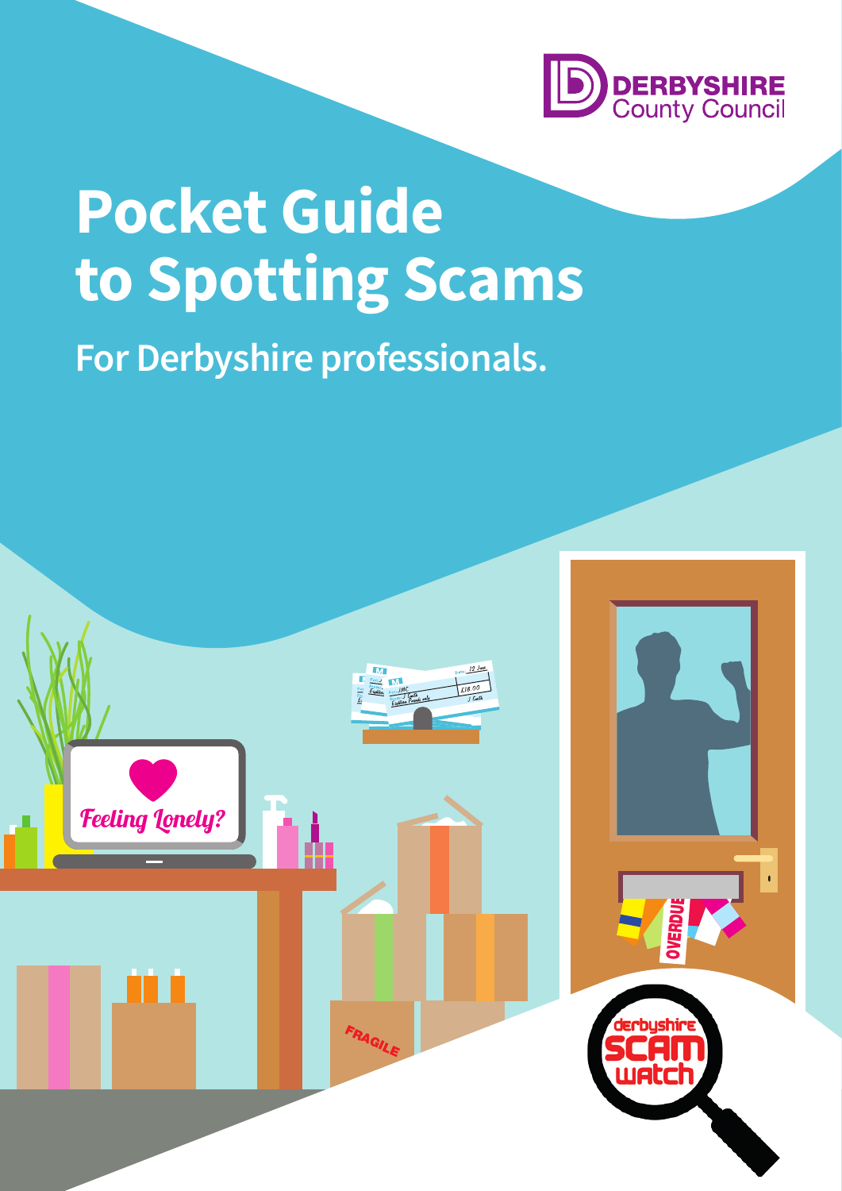DERBYSHIRE County Council

# Pocket Guide to Spotting Scams

## For Derbyshire professionals.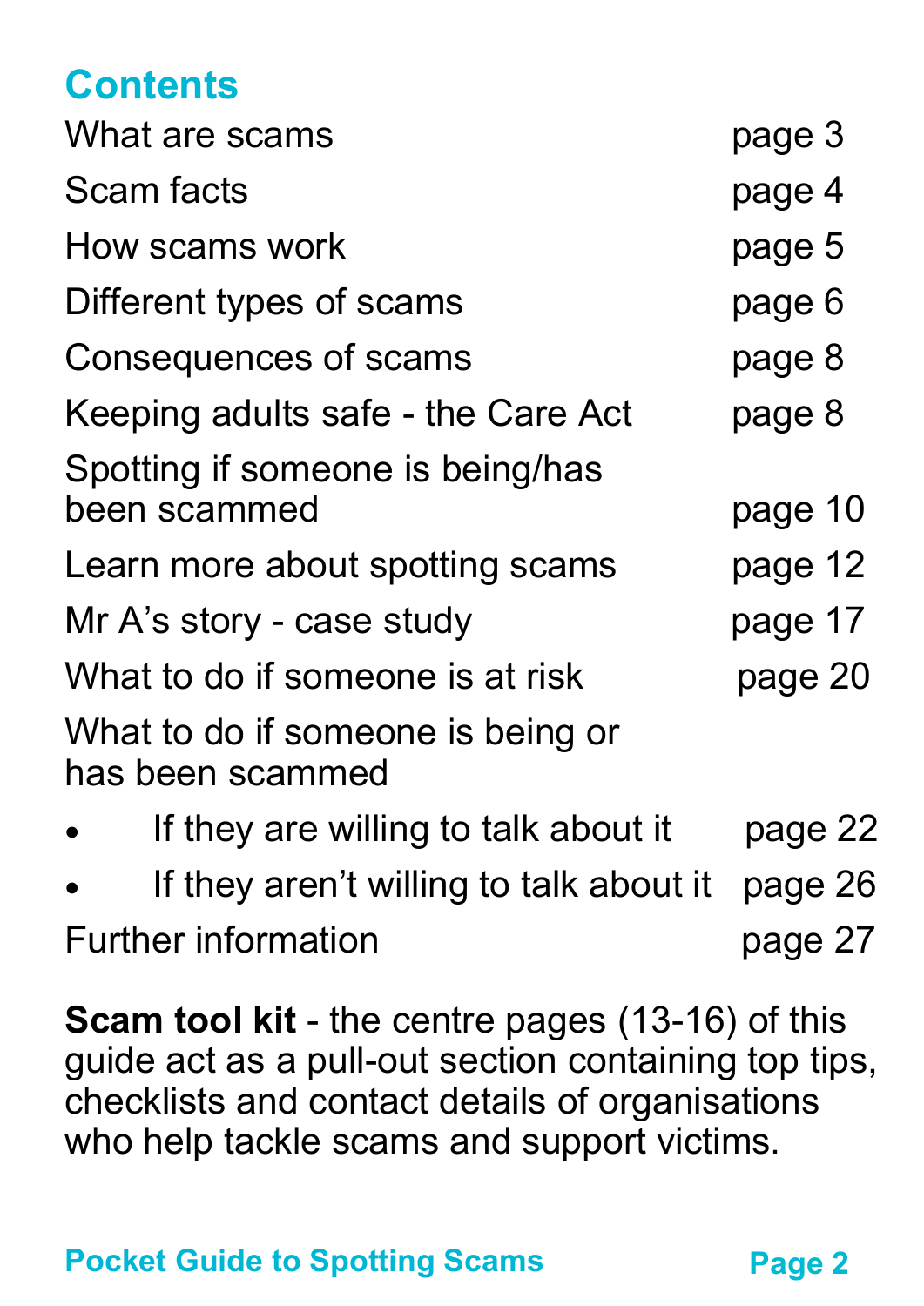## Contents

| | |
|---|---|
| What are scams | page 3 |
| Scam facts | page 4 |
| How scams work | page 5 |
| Different types of scams | page 6 |
| Consequences of scams | page 8 |
| Keeping adults safe - the Care Act | page 8 |
| Spotting if someone is being/has been scammed | page 10 |
| Learn more about spotting scams | page 12 |
| Mr A's story - case study | page 17 |
| What to do if someone is at risk | page 20 |
| What to do if someone is being or has been scammed | |
| • If they are willing to talk about it | page 22 |
| • If they aren't willing to talk about it | page 26 |
| Further information | page 27 |

**Scam tool kit** - the centre pages (13-16) of this guide act as a pull-out section containing top tips, checklists and contact details of organisations who help tackle scams and support victims.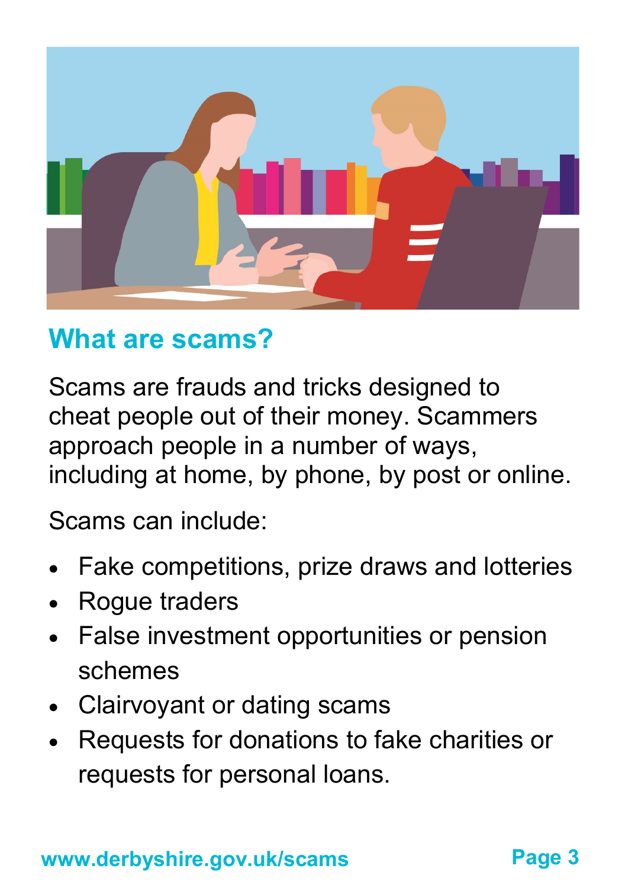## What are scams?

Scams are frauds and tricks designed to cheat people out of their money. Scammers approach people in a number of ways, including at home, by phone, by post or online.

Scams can include:

- Fake competitions, prize draws and lotteries
- Rogue traders
- False investment opportunities or pension schemes
- Clairvoyant or dating scams
- Requests for donations to fake charities or requests for personal loans.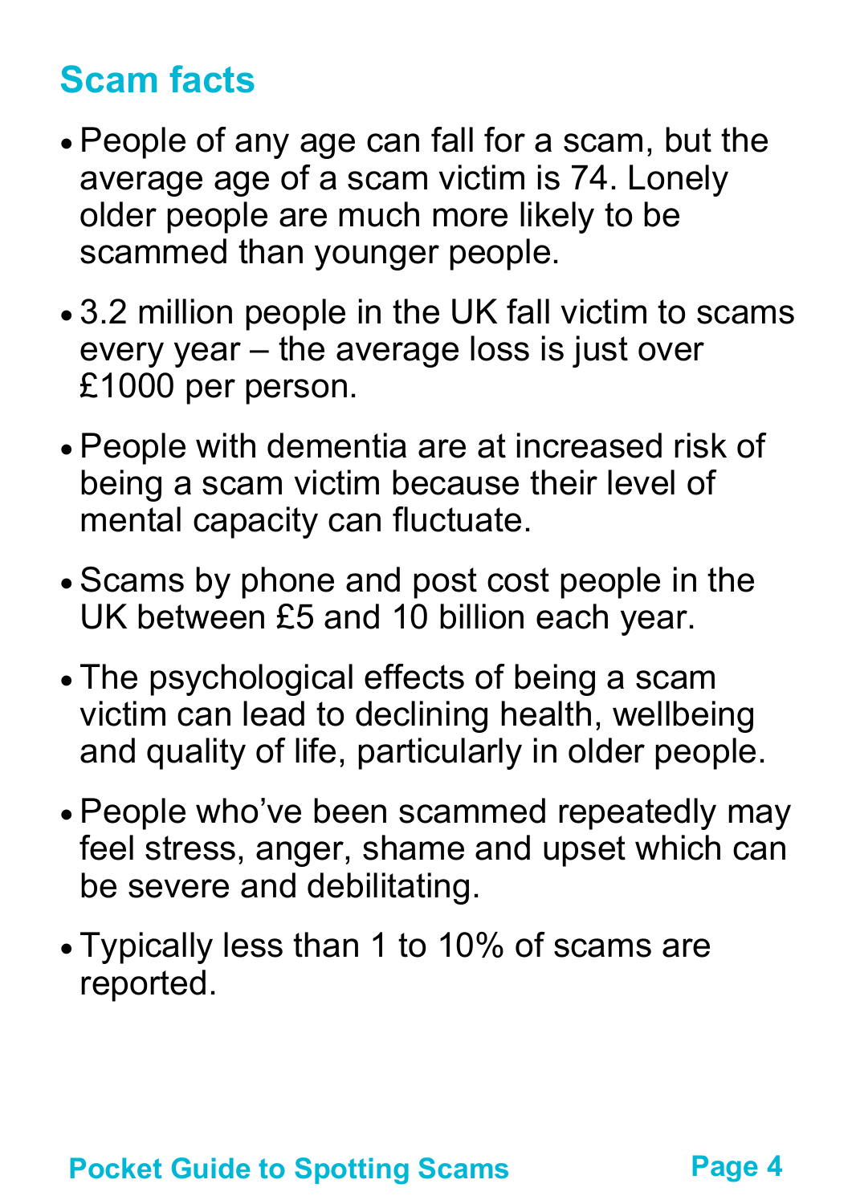## Scam facts

- People of any age can fall for a scam, but the average age of a scam victim is 74. Lonely older people are much more likely to be scammed than younger people.
- 3.2 million people in the UK fall victim to scams every year – the average loss is just over £1000 per person.
- People with dementia are at increased risk of being a scam victim because their level of mental capacity can fluctuate.
- Scams by phone and post cost people in the UK between £5 and 10 billion each year.
- The psychological effects of being a scam victim can lead to declining health, wellbeing and quality of life, particularly in older people.
- People who've been scammed repeatedly may feel stress, anger, shame and upset which can be severe and debilitating.
- Typically less than 1 to 10% of scams are reported.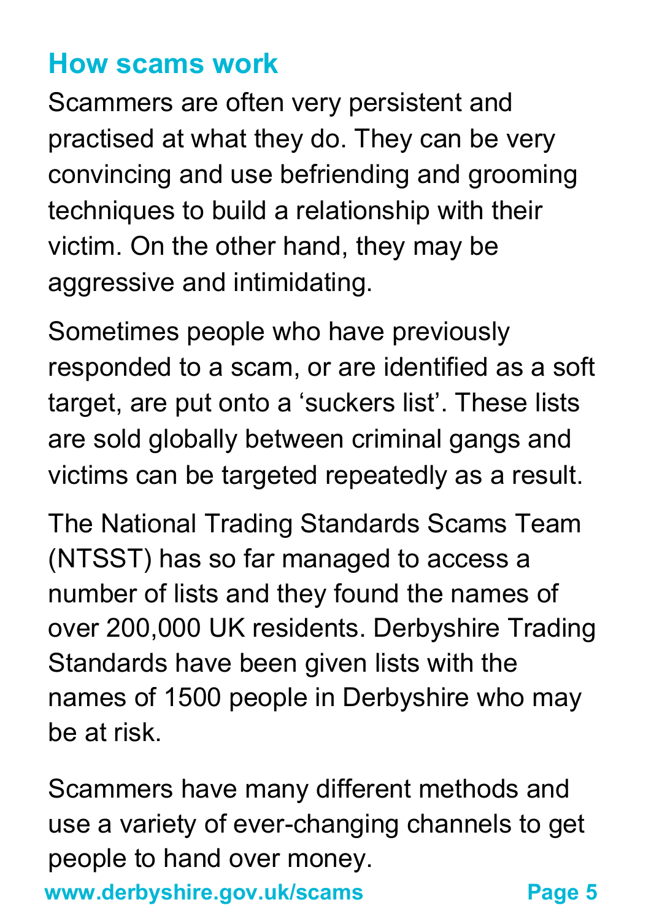## How scams work

Scammers are often very persistent and practised at what they do. They can be very convincing and use befriending and grooming techniques to build a relationship with their victim. On the other hand, they may be aggressive and intimidating.

Sometimes people who have previously responded to a scam, or are identified as a soft target, are put onto a 'suckers list'. These lists are sold globally between criminal gangs and victims can be targeted repeatedly as a result.

The National Trading Standards Scams Team (NTSST) has so far managed to access a number of lists and they found the names of over 200,000 UK residents. Derbyshire Trading Standards have been given lists with the names of 1500 people in Derbyshire who may be at risk.

Scammers have many different methods and use a variety of ever-changing channels to get people to hand over money.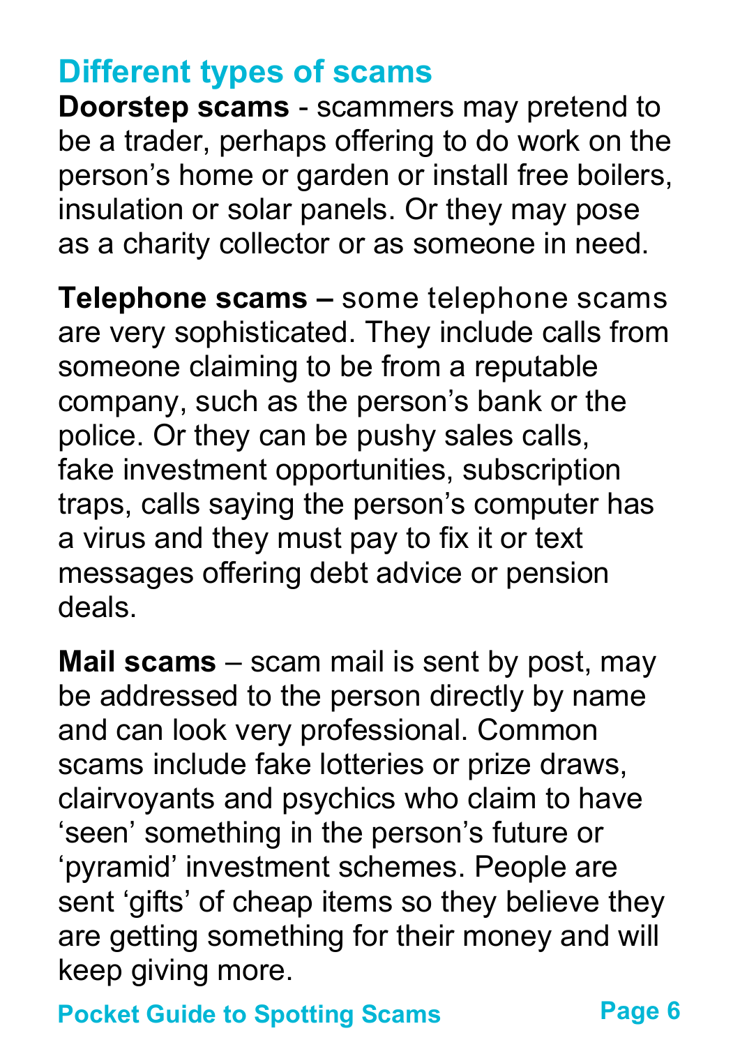## Different types of scams

**Doorstep scams** - scammers may pretend to be a trader, perhaps offering to do work on the person's home or garden or install free boilers, insulation or solar panels. Or they may pose as a charity collector or as someone in need.

**Telephone scams –** some telephone scams are very sophisticated. They include calls from someone claiming to be from a reputable company, such as the person's bank or the police. Or they can be pushy sales calls, fake investment opportunities, subscription traps, calls saying the person's computer has a virus and they must pay to fix it or text messages offering debt advice or pension deals.

**Mail scams** – scam mail is sent by post, may be addressed to the person directly by name and can look very professional. Common scams include fake lotteries or prize draws, clairvoyants and psychics who claim to have 'seen' something in the person's future or 'pyramid' investment schemes. People are sent 'gifts' of cheap items so they believe they are getting something for their money and will keep giving more.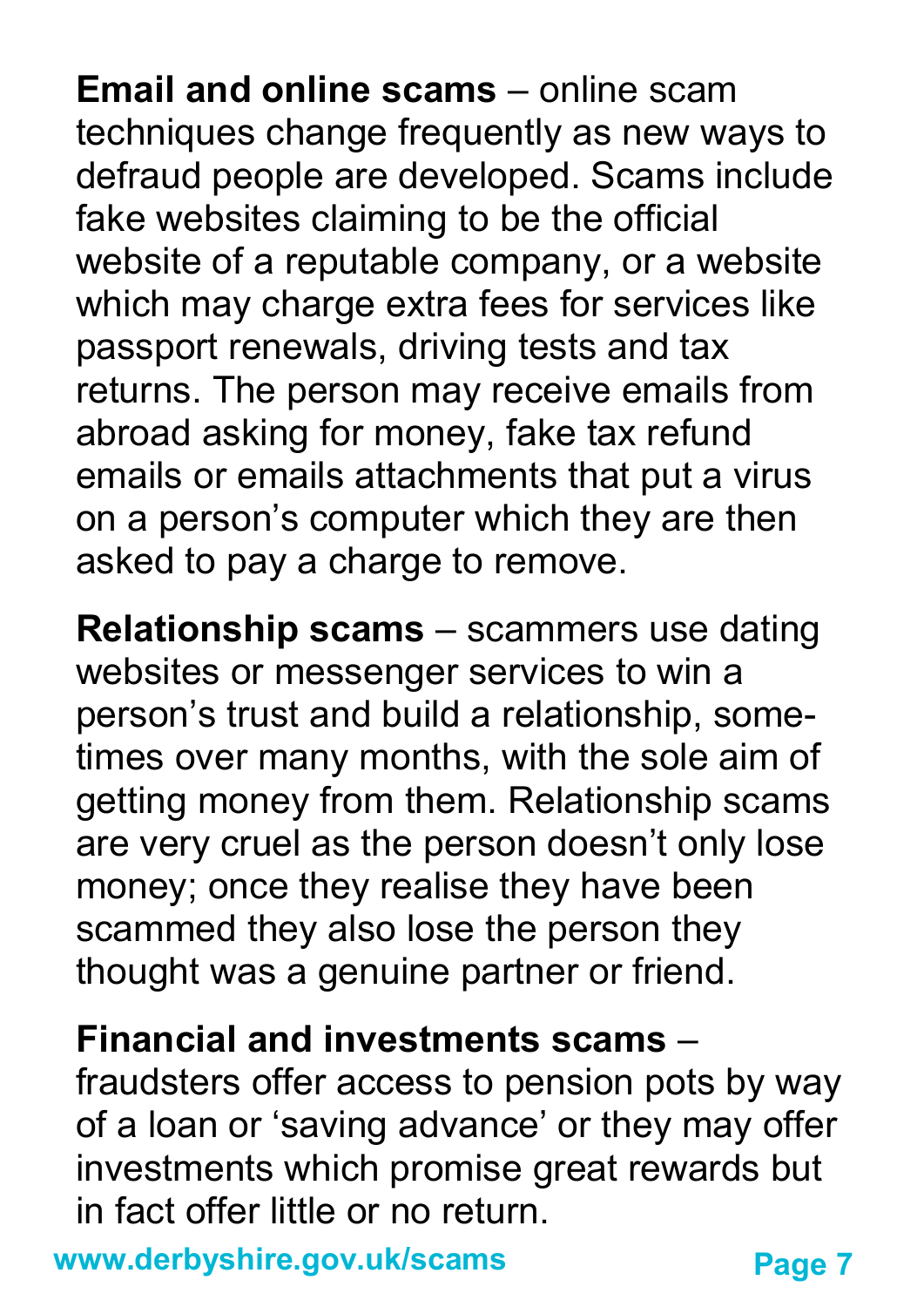**Email and online scams** – online scam techniques change frequently as new ways to defraud people are developed. Scams include fake websites claiming to be the official website of a reputable company, or a website which may charge extra fees for services like passport renewals, driving tests and tax returns. The person may receive emails from abroad asking for money, fake tax refund emails or emails attachments that put a virus on a person's computer which they are then asked to pay a charge to remove.

**Relationship scams** – scammers use dating websites or messenger services to win a person's trust and build a relationship, sometimes over many months, with the sole aim of getting money from them. Relationship scams are very cruel as the person doesn't only lose money; once they realise they have been scammed they also lose the person they thought was a genuine partner or friend.

**Financial and investments scams** – fraudsters offer access to pension pots by way of a loan or 'saving advance' or they may offer investments which promise great rewards but in fact offer little or no return.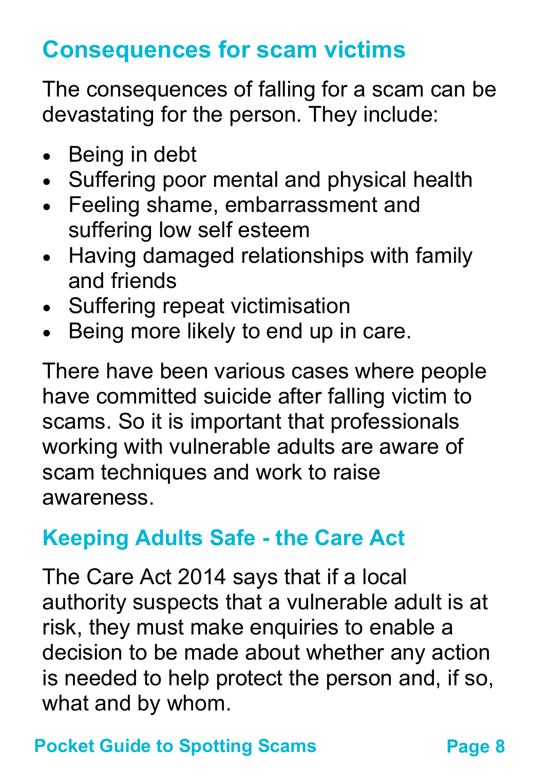## Consequences for scam victims

The consequences of falling for a scam can be devastating for the person. They include:

- Being in debt
- Suffering poor mental and physical health
- Feeling shame, embarrassment and suffering low self esteem
- Having damaged relationships with family and friends
- Suffering repeat victimisation
- Being more likely to end up in care.

There have been various cases where people have committed suicide after falling victim to scams. So it is important that professionals working with vulnerable adults are aware of scam techniques and work to raise awareness.

## Keeping Adults Safe - the Care Act

The Care Act 2014 says that if a local authority suspects that a vulnerable adult is at risk, they must make enquiries to enable a decision to be made about whether any action is needed to help protect the person and, if so, what and by whom.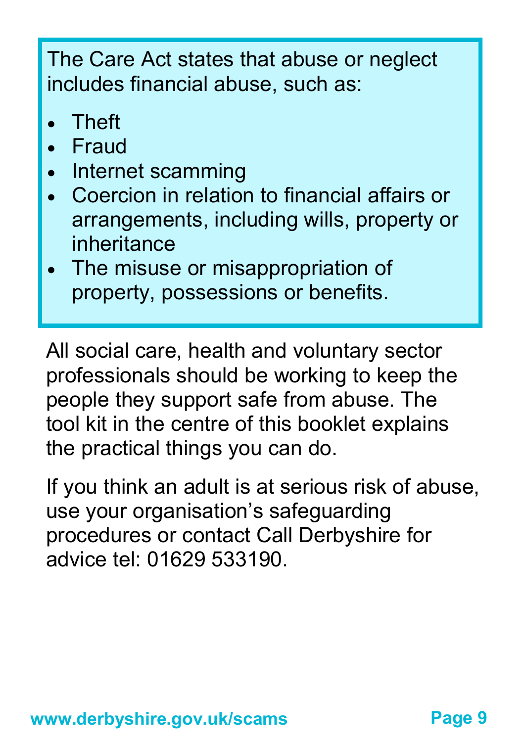The Care Act states that abuse or neglect includes financial abuse, such as:

- Theft
- Fraud
- Internet scamming
- Coercion in relation to financial affairs or arrangements, including wills, property or inheritance
- The misuse or misappropriation of property, possessions or benefits.

All social care, health and voluntary sector professionals should be working to keep the people they support safe from abuse. The tool kit in the centre of this booklet explains the practical things you can do.

If you think an adult is at serious risk of abuse, use your organisation's safeguarding procedures or contact Call Derbyshire for advice tel: 01629 533190.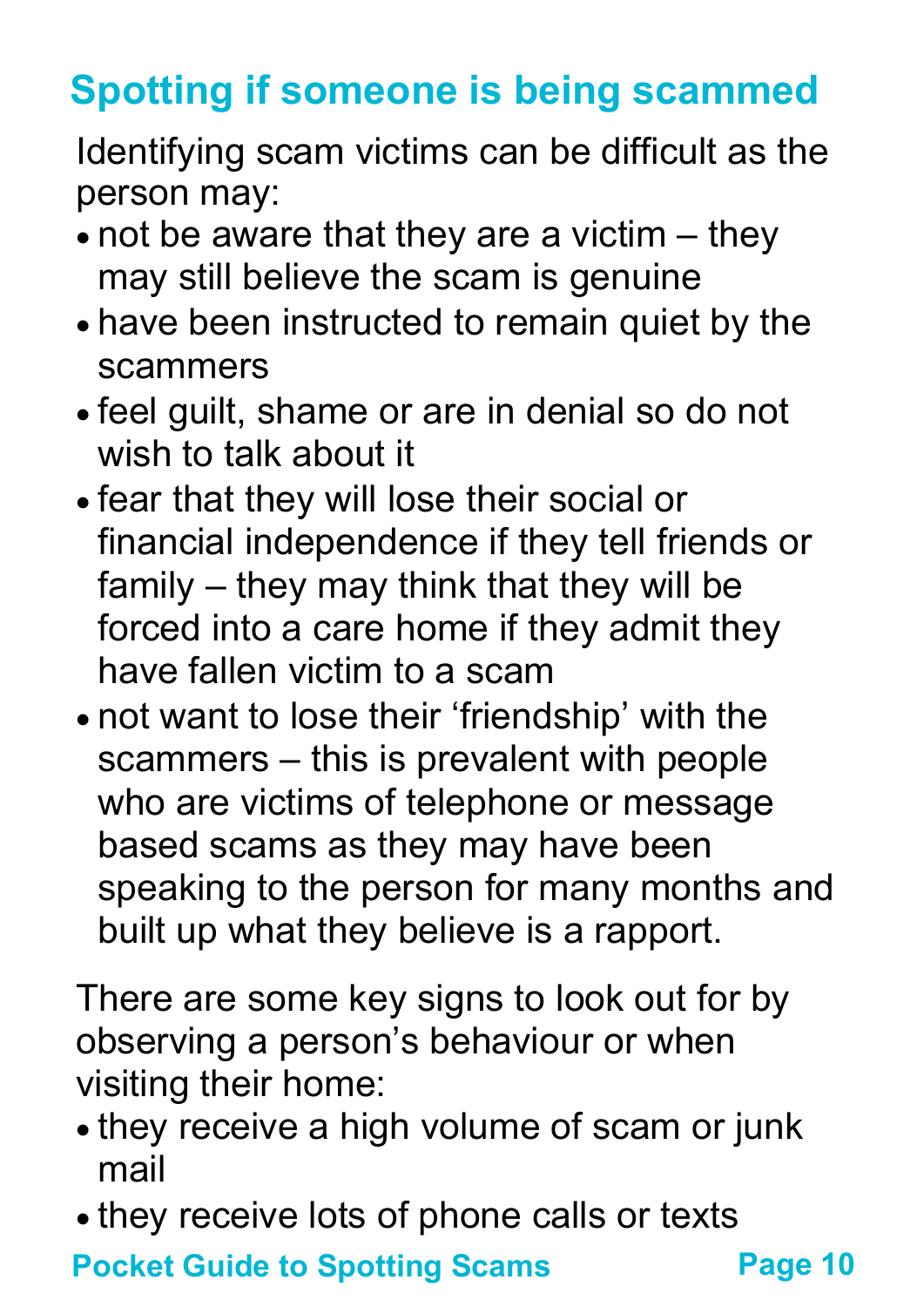## Spotting if someone is being scammed

Identifying scam victims can be difficult as the person may:

- not be aware that they are a victim – they may still believe the scam is genuine
- have been instructed to remain quiet by the scammers
- feel guilt, shame or are in denial so do not wish to talk about it
- fear that they will lose their social or financial independence if they tell friends or family – they may think that they will be forced into a care home if they admit they have fallen victim to a scam
- not want to lose their 'friendship' with the scammers – this is prevalent with people who are victims of telephone or message based scams as they may have been speaking to the person for many months and built up what they believe is a rapport.

There are some key signs to look out for by observing a person's behaviour or when visiting their home:

- they receive a high volume of scam or junk mail
- they receive lots of phone calls or texts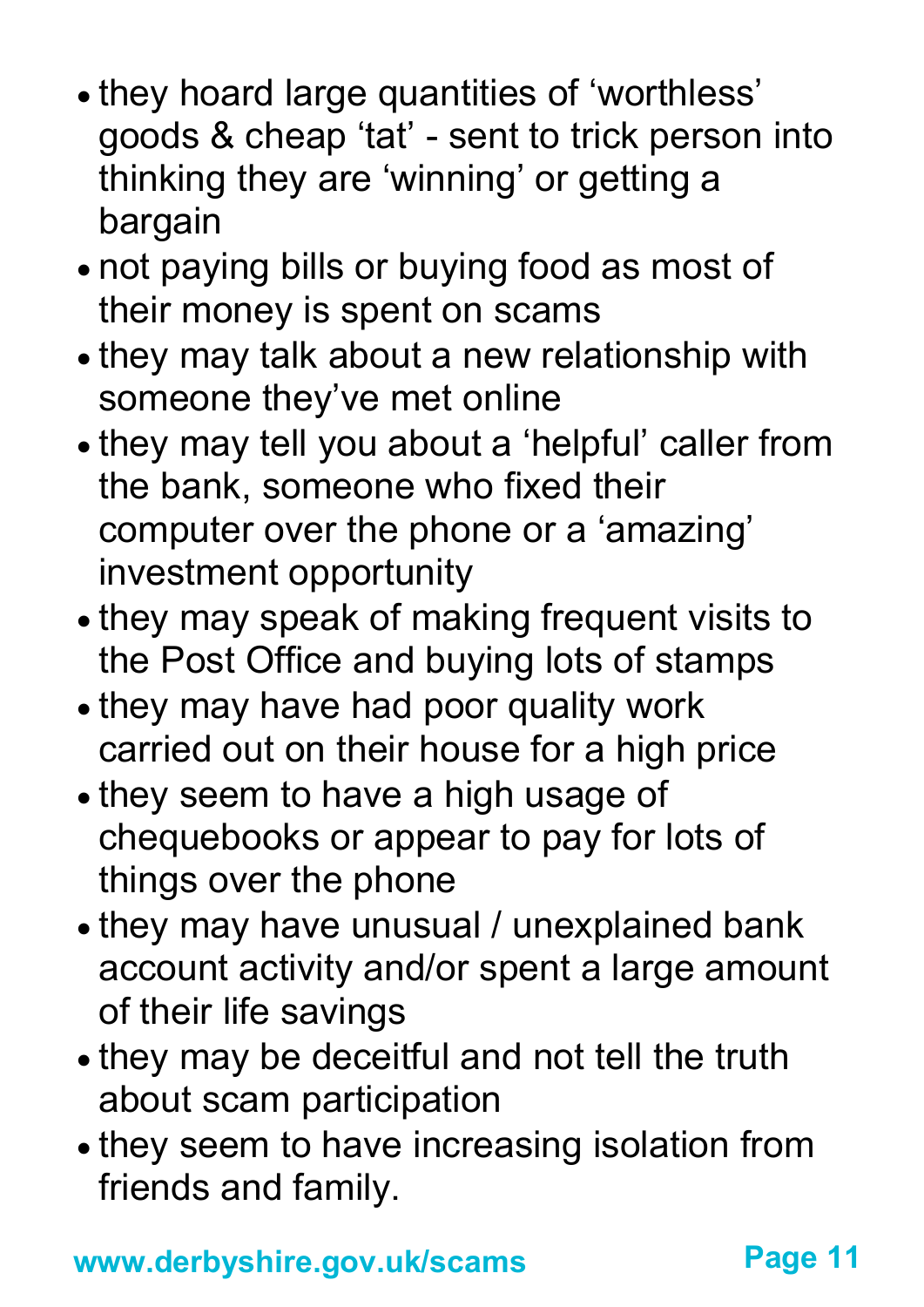- they hoard large quantities of ‘worthless’ goods & cheap ‘tat’ - sent to trick person into thinking they are ‘winning’ or getting a bargain
- not paying bills or buying food as most of their money is spent on scams
- they may talk about a new relationship with someone they’ve met online
- they may tell you about a ‘helpful’ caller from the bank, someone who fixed their computer over the phone or a ‘amazing’ investment opportunity
- they may speak of making frequent visits to the Post Office and buying lots of stamps
- they may have had poor quality work carried out on their house for a high price
- they seem to have a high usage of chequebooks or appear to pay for lots of things over the phone
- they may have unusual / unexplained bank account activity and/or spent a large amount of their life savings
- they may be deceitful and not tell the truth about scam participation
- they seem to have increasing isolation from friends and family.

**www.derbyshire.gov.uk/scams**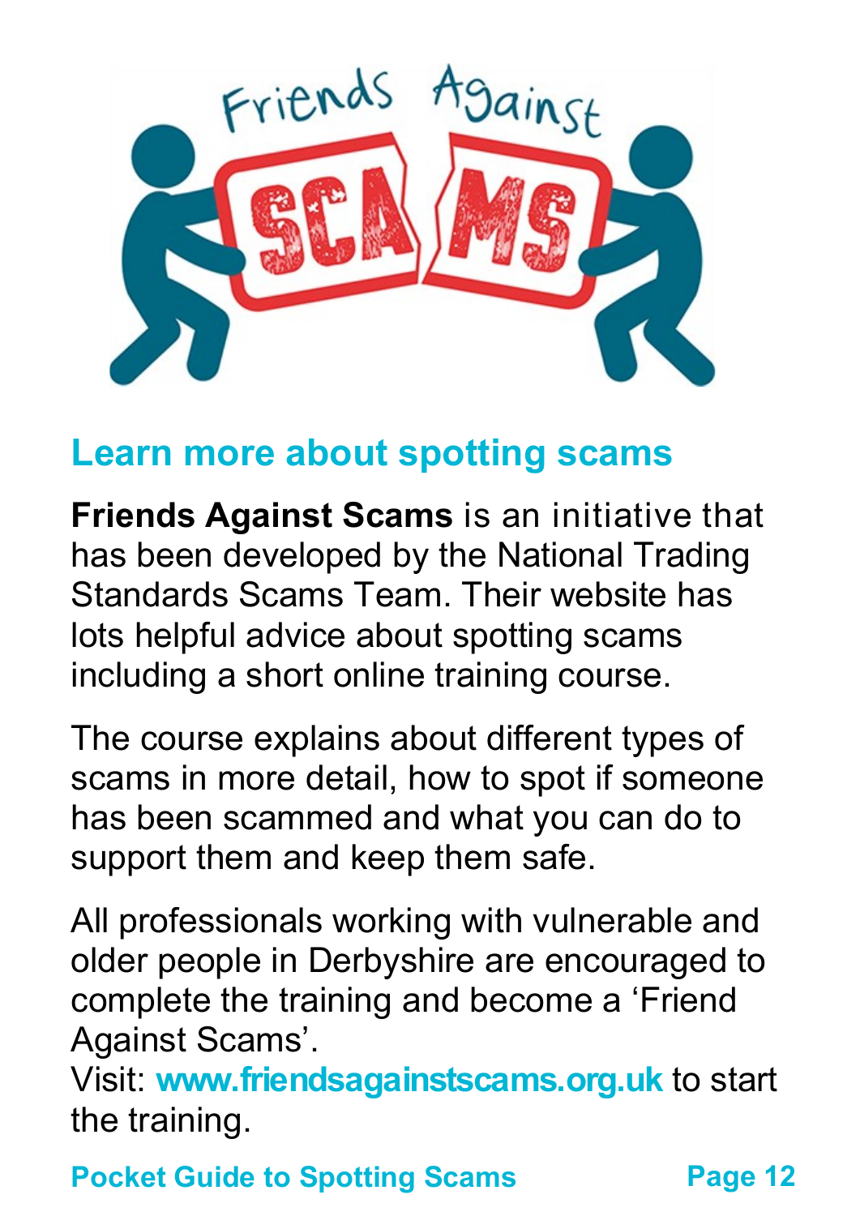## Learn more about spotting scams

**Friends Against Scams** is an initiative that has been developed by the National Trading Standards Scams Team. Their website has lots helpful advice about spotting scams including a short online training course.

The course explains about different types of scams in more detail, how to spot if someone has been scammed and what you can do to support them and keep them safe.

All professionals working with vulnerable and older people in Derbyshire are encouraged to complete the training and become a 'Friend Against Scams'.
Visit: **www.friendsagainstscams.org.uk** to start the training.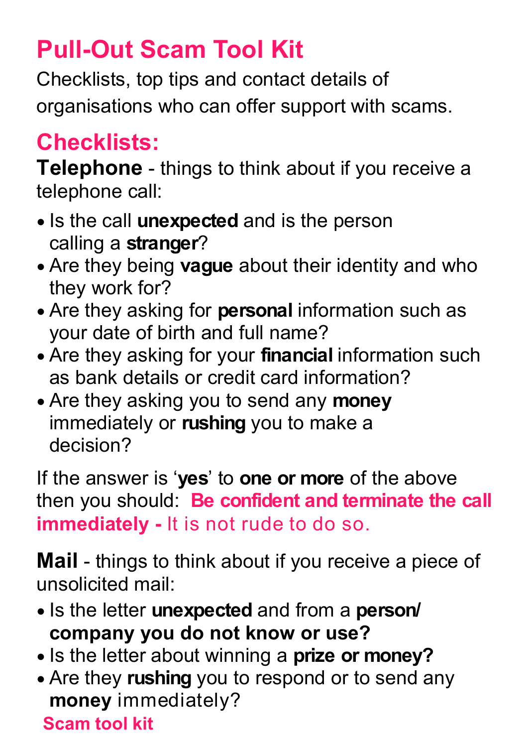# Pull-Out Scam Tool Kit

Checklists, top tips and contact details of organisations who can offer support with scams.

## Checklists:

**Telephone** - things to think about if you receive a telephone call:

- Is the call **unexpected** and is the person calling a **stranger**?
- Are they being **vague** about their identity and who they work for?
- Are they asking for **personal** information such as your date of birth and full name?
- Are they asking for your **financial** information such as bank details or credit card information?
- Are they asking you to send any **money** immediately or **rushing** you to make a decision?

If the answer is '**yes**' to **one or more** of the above then you should: **Be confident and terminate the call immediately -** It is not rude to do so.

**Mail** - things to think about if you receive a piece of unsolicited mail:

- Is the letter **unexpected** and from a **person/ company you do not know or use?**
- Is the letter about winning a **prize or money?**
- Are they **rushing** you to respond or to send any **money** immediately?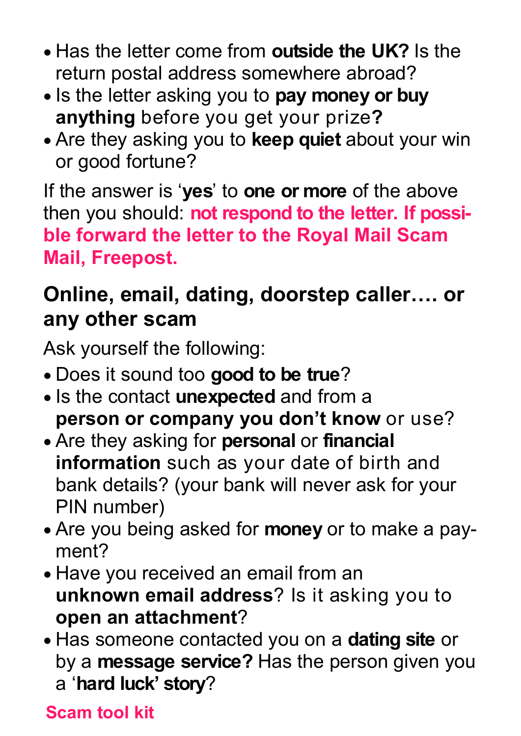- Has the letter come from **outside the UK?** Is the return postal address somewhere abroad?
- Is the letter asking you to **pay money or buy anything** before you get your prize**?**
- Are they asking you to **keep quiet** about your win or good fortune?

If the answer is '**yes**' to **one or more** of the above then you should: **not respond to the letter. If possible forward the letter to the Royal Mail Scam Mail, Freepost.**

## Online, email, dating, doorstep caller…. or any other scam

Ask yourself the following:

- Does it sound too **good to be true**?
- Is the contact **unexpected** and from a **person or company you don't know** or use?
- Are they asking for **personal** or **financial information** such as your date of birth and bank details? (your bank will never ask for your PIN number)
- Are you being asked for **money** or to make a payment?
- Have you received an email from an **unknown email address**? Is it asking you to **open an attachment**?
- Has someone contacted you on a **dating site** or by a **message service?** Has the person given you a '**hard luck' story**?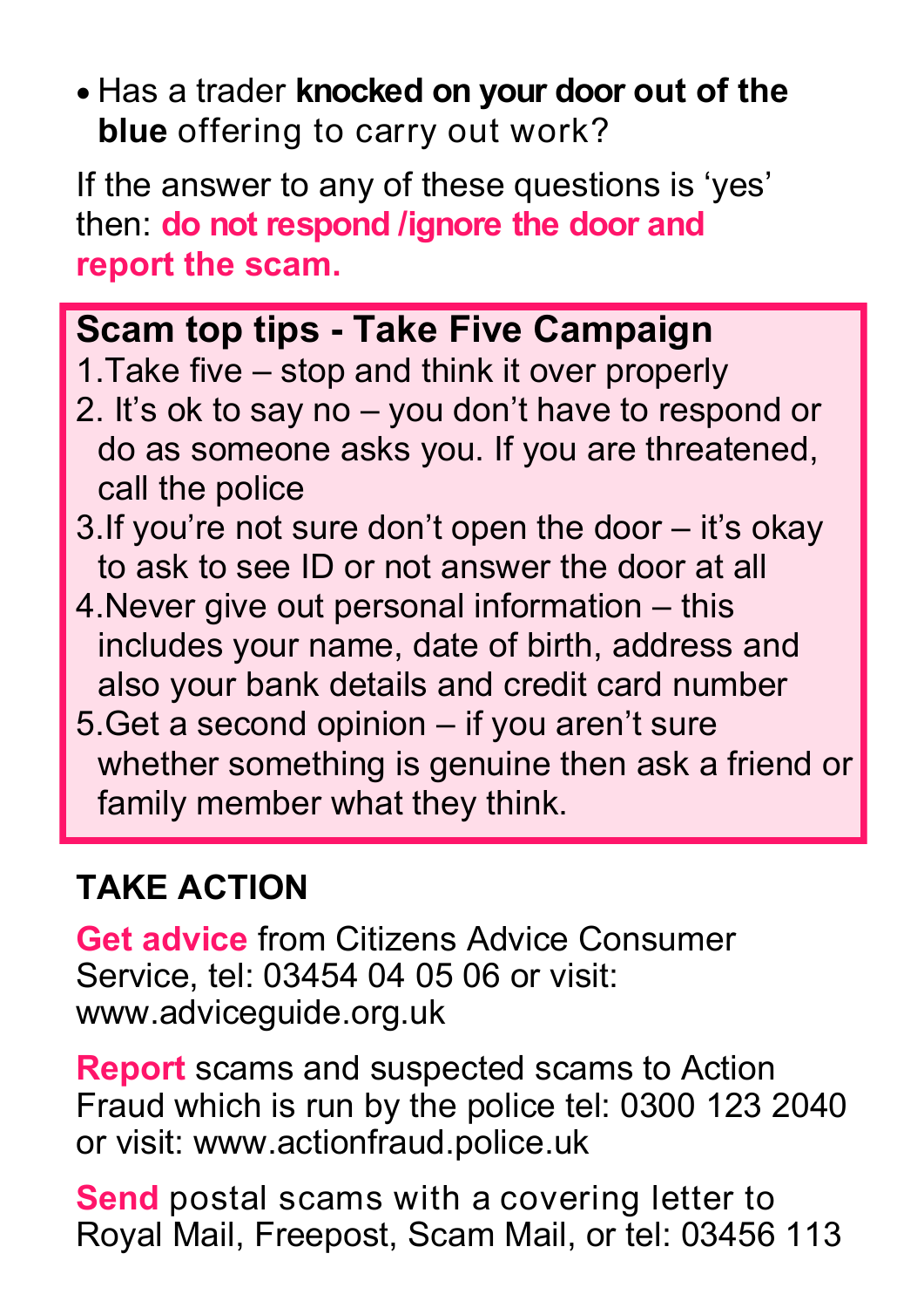- Has a trader **knocked on your door out of the blue** offering to carry out work?

If the answer to any of these questions is 'yes' then: **do not respond /ignore the door and report the scam.**

## Scam top tips - Take Five Campaign

1. Take five – stop and think it over properly
2. It's ok to say no – you don't have to respond or do as someone asks you. If you are threatened, call the police
3. If you're not sure don't open the door – it's okay to ask to see ID or not answer the door at all
4. Never give out personal information – this includes your name, date of birth, address and also your bank details and credit card number
5. Get a second opinion – if you aren't sure whether something is genuine then ask a friend or family member what they think.

## TAKE ACTION

**Get advice** from Citizens Advice Consumer Service, tel: 03454 04 05 06 or visit: www.adviceguide.org.uk

**Report** scams and suspected scams to Action Fraud which is run by the police tel: 0300 123 2040 or visit: www.actionfraud.police.uk

**Send** postal scams with a covering letter to Royal Mail, Freepost, Scam Mail, or tel: 03456 113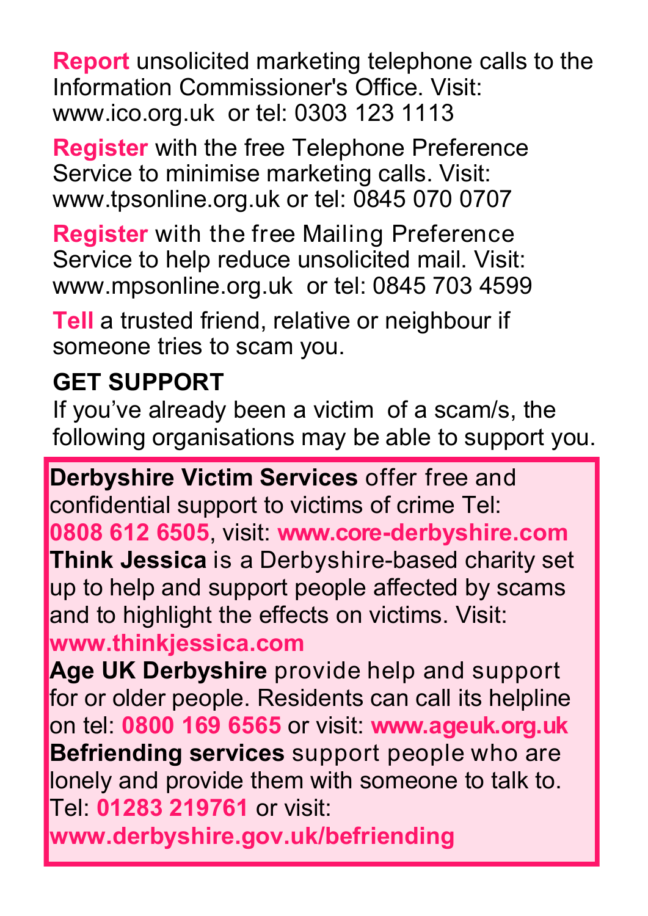**Report** unsolicited marketing telephone calls to the Information Commissioner's Office. Visit: www.ico.org.uk or tel: 0303 123 1113

**Register** with the free Telephone Preference Service to minimise marketing calls. Visit: www.tpsonline.org.uk or tel: 0845 070 0707

**Register** with the free Mailing Preference Service to help reduce unsolicited mail. Visit: www.mpsonline.org.uk or tel: 0845 703 4599

**Tell** a trusted friend, relative or neighbour if someone tries to scam you.

## GET SUPPORT

If you've already been a victim of a scam/s, the following organisations may be able to support you.

**Derbyshire Victim Services** offer free and confidential support to victims of crime Tel: **0808 612 6505**, visit: **www.core-derbyshire.com**

**Think Jessica** is a Derbyshire-based charity set up to help and support people affected by scams and to highlight the effects on victims. Visit: **www.thinkjessica.com**

**Age UK Derbyshire** provide help and support for or older people. Residents can call its helpline on tel: **0800 169 6565** or visit: **www.ageuk.org.uk**

**Befriending services** support people who are lonely and provide them with someone to talk to. Tel: **01283 219761** or visit: **www.derbyshire.gov.uk/befriending**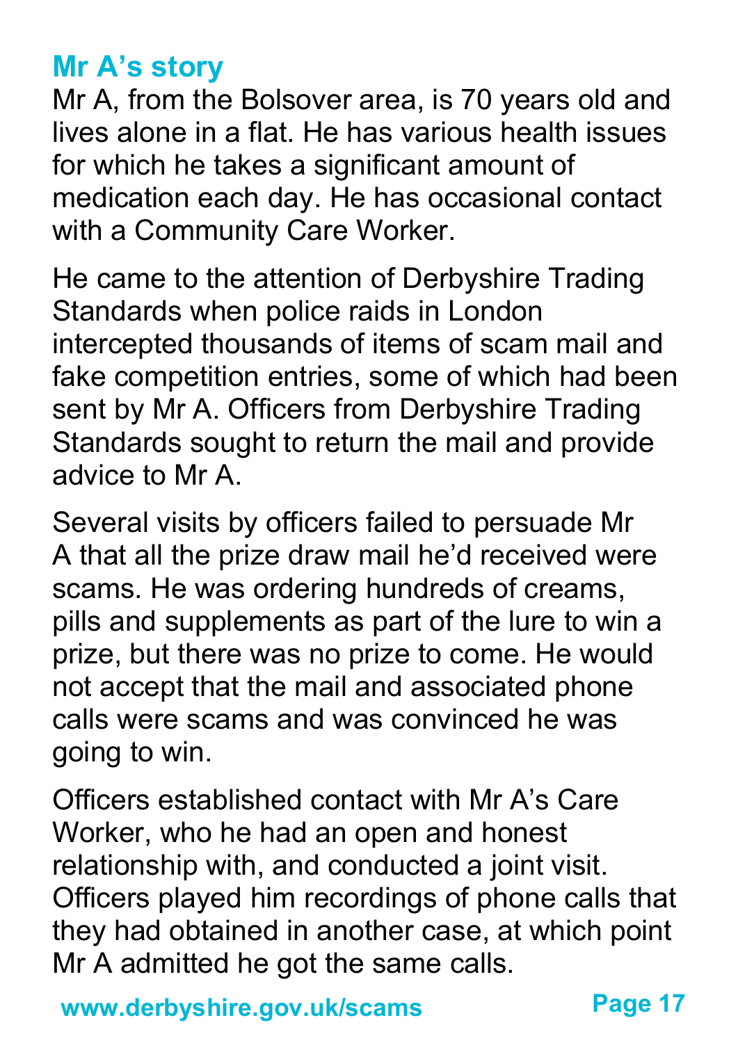## Mr A's story

Mr A, from the Bolsover area, is 70 years old and lives alone in a flat. He has various health issues for which he takes a significant amount of medication each day. He has occasional contact with a Community Care Worker.

He came to the attention of Derbyshire Trading Standards when police raids in London intercepted thousands of items of scam mail and fake competition entries, some of which had been sent by Mr A. Officers from Derbyshire Trading Standards sought to return the mail and provide advice to Mr A.

Several visits by officers failed to persuade Mr A that all the prize draw mail he'd received were scams. He was ordering hundreds of creams, pills and supplements as part of the lure to win a prize, but there was no prize to come. He would not accept that the mail and associated phone calls were scams and was convinced he was going to win.

Officers established contact with Mr A's Care Worker, who he had an open and honest relationship with, and conducted a joint visit. Officers played him recordings of phone calls that they had obtained in another case, at which point Mr A admitted he got the same calls.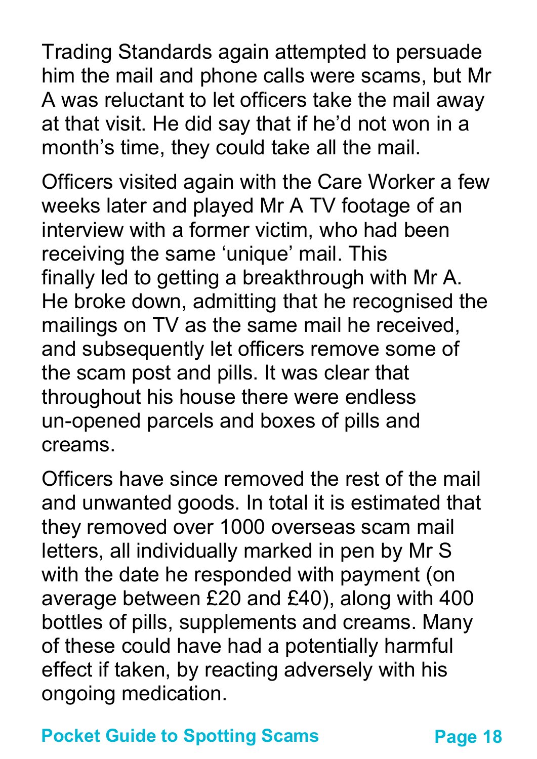Trading Standards again attempted to persuade him the mail and phone calls were scams, but Mr A was reluctant to let officers take the mail away at that visit. He did say that if he'd not won in a month's time, they could take all the mail.

Officers visited again with the Care Worker a few weeks later and played Mr A TV footage of an interview with a former victim, who had been receiving the same 'unique' mail. This finally led to getting a breakthrough with Mr A. He broke down, admitting that he recognised the mailings on TV as the same mail he received, and subsequently let officers remove some of the scam post and pills. It was clear that throughout his house there were endless un-opened parcels and boxes of pills and creams.

Officers have since removed the rest of the mail and unwanted goods. In total it is estimated that they removed over 1000 overseas scam mail letters, all individually marked in pen by Mr S with the date he responded with payment (on average between £20 and £40), along with 400 bottles of pills, supplements and creams. Many of these could have had a potentially harmful effect if taken, by reacting adversely with his ongoing medication.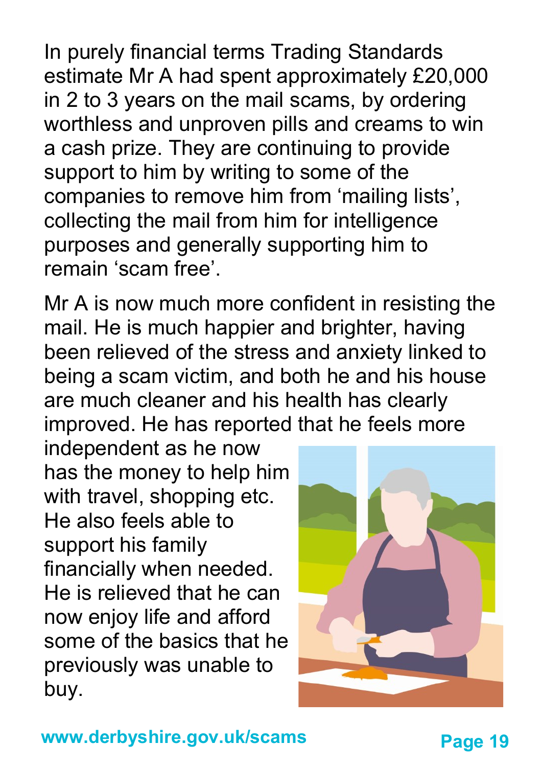In purely financial terms Trading Standards estimate Mr A had spent approximately £20,000 in 2 to 3 years on the mail scams, by ordering worthless and unproven pills and creams to win a cash prize. They are continuing to provide support to him by writing to some of the companies to remove him from 'mailing lists', collecting the mail from him for intelligence purposes and generally supporting him to remain 'scam free'.

Mr A is now much more confident in resisting the mail. He is much happier and brighter, having been relieved of the stress and anxiety linked to being a scam victim, and both he and his house are much cleaner and his health has clearly improved. He has reported that he feels more independent as he now has the money to help him with travel, shopping etc. He also feels able to support his family financially when needed. He is relieved that he can now enjoy life and afford some of the basics that he previously was unable to buy.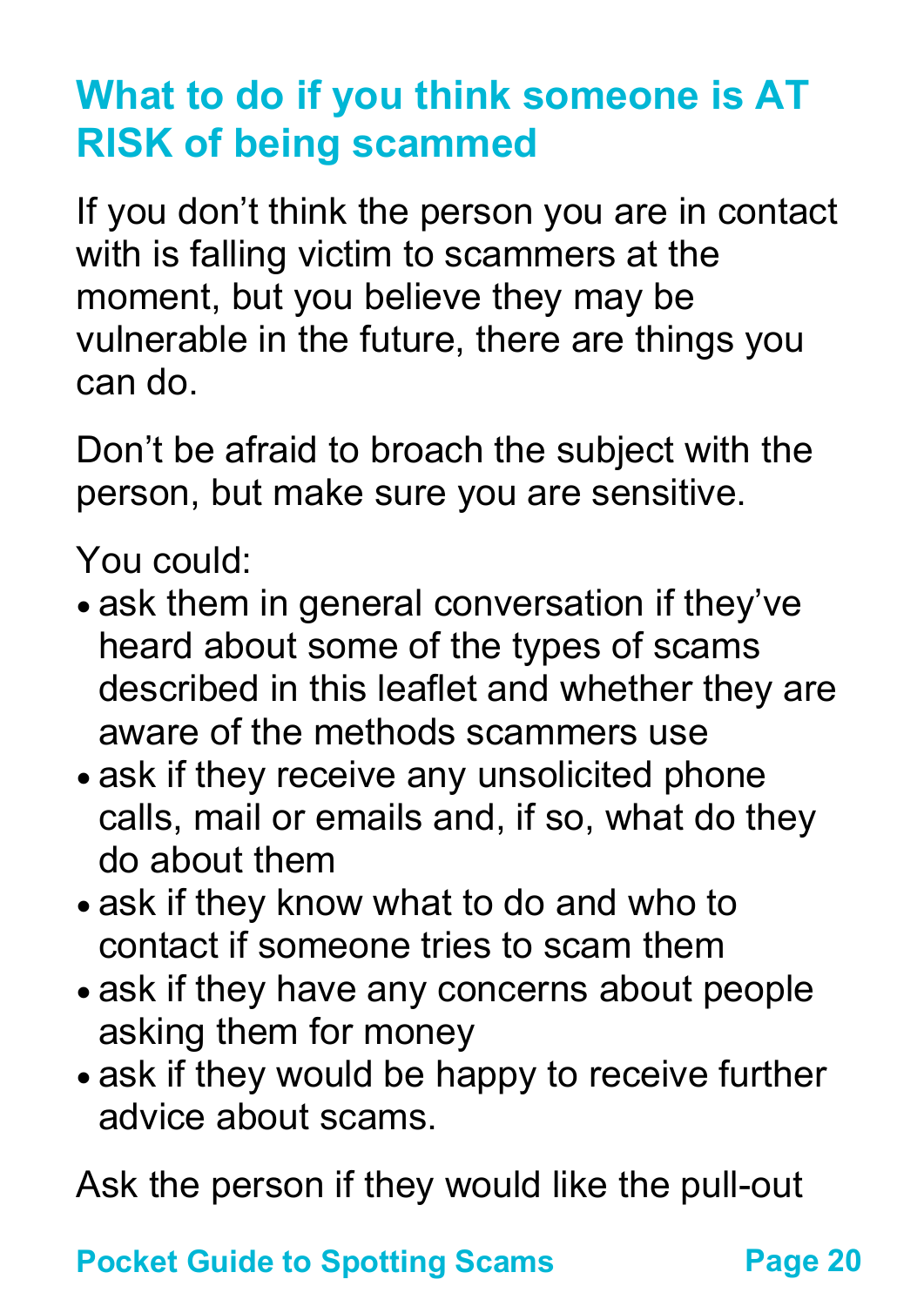## What to do if you think someone is AT RISK of being scammed

If you don't think the person you are in contact with is falling victim to scammers at the moment, but you believe they may be vulnerable in the future, there are things you can do.

Don't be afraid to broach the subject with the person, but make sure you are sensitive.

You could:

- ask them in general conversation if they've heard about some of the types of scams described in this leaflet and whether they are aware of the methods scammers use
- ask if they receive any unsolicited phone calls, mail or emails and, if so, what do they do about them
- ask if they know what to do and who to contact if someone tries to scam them
- ask if they have any concerns about people asking them for money
- ask if they would be happy to receive further advice about scams.

Ask the person if they would like the pull-out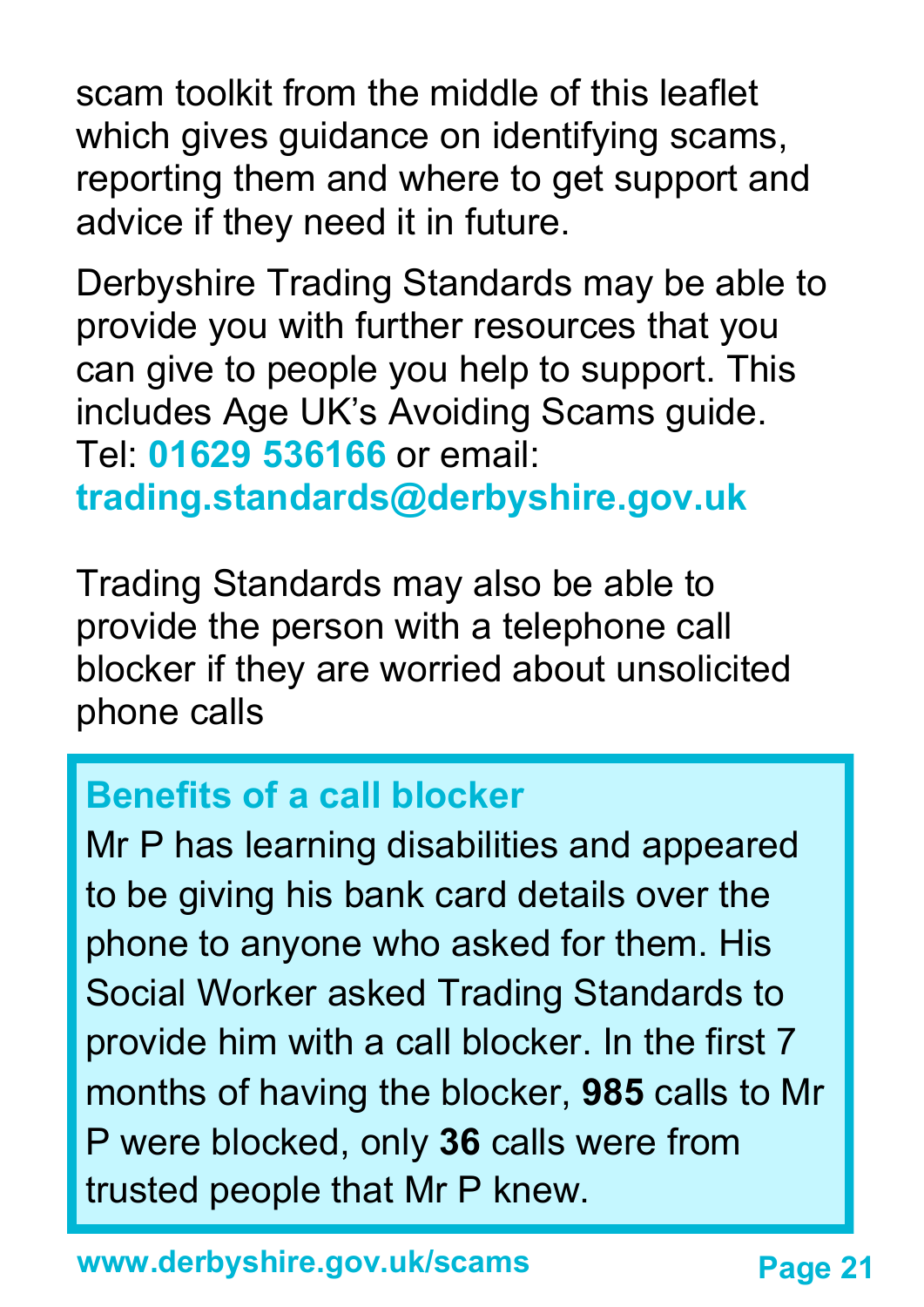scam toolkit from the middle of this leaflet which gives guidance on identifying scams, reporting them and where to get support and advice if they need it in future.

Derbyshire Trading Standards may be able to provide you with further resources that you can give to people you help to support. This includes Age UK's Avoiding Scams guide. Tel: **01629 536166** or email: **trading.standards@derbyshire.gov.uk**

Trading Standards may also be able to provide the person with a telephone call blocker if they are worried about unsolicited phone calls

### Benefits of a call blocker

Mr P has learning disabilities and appeared to be giving his bank card details over the phone to anyone who asked for them. His Social Worker asked Trading Standards to provide him with a call blocker. In the first 7 months of having the blocker, **985** calls to Mr P were blocked, only **36** calls were from trusted people that Mr P knew.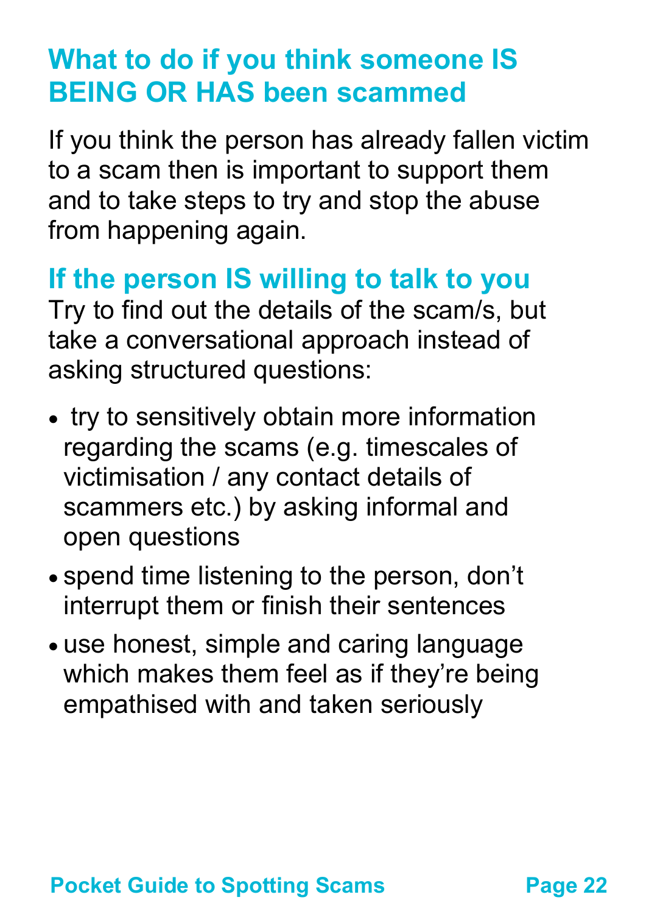## What to do if you think someone IS BEING OR HAS been scammed

If you think the person has already fallen victim to a scam then is important to support them and to take steps to try and stop the abuse from happening again.

### If the person IS willing to talk to you

Try to find out the details of the scam/s, but take a conversational approach instead of asking structured questions:

- try to sensitively obtain more information regarding the scams (e.g. timescales of victimisation / any contact details of scammers etc.) by asking informal and open questions
- spend time listening to the person, don't interrupt them or finish their sentences
- use honest, simple and caring language which makes them feel as if they're being empathised with and taken seriously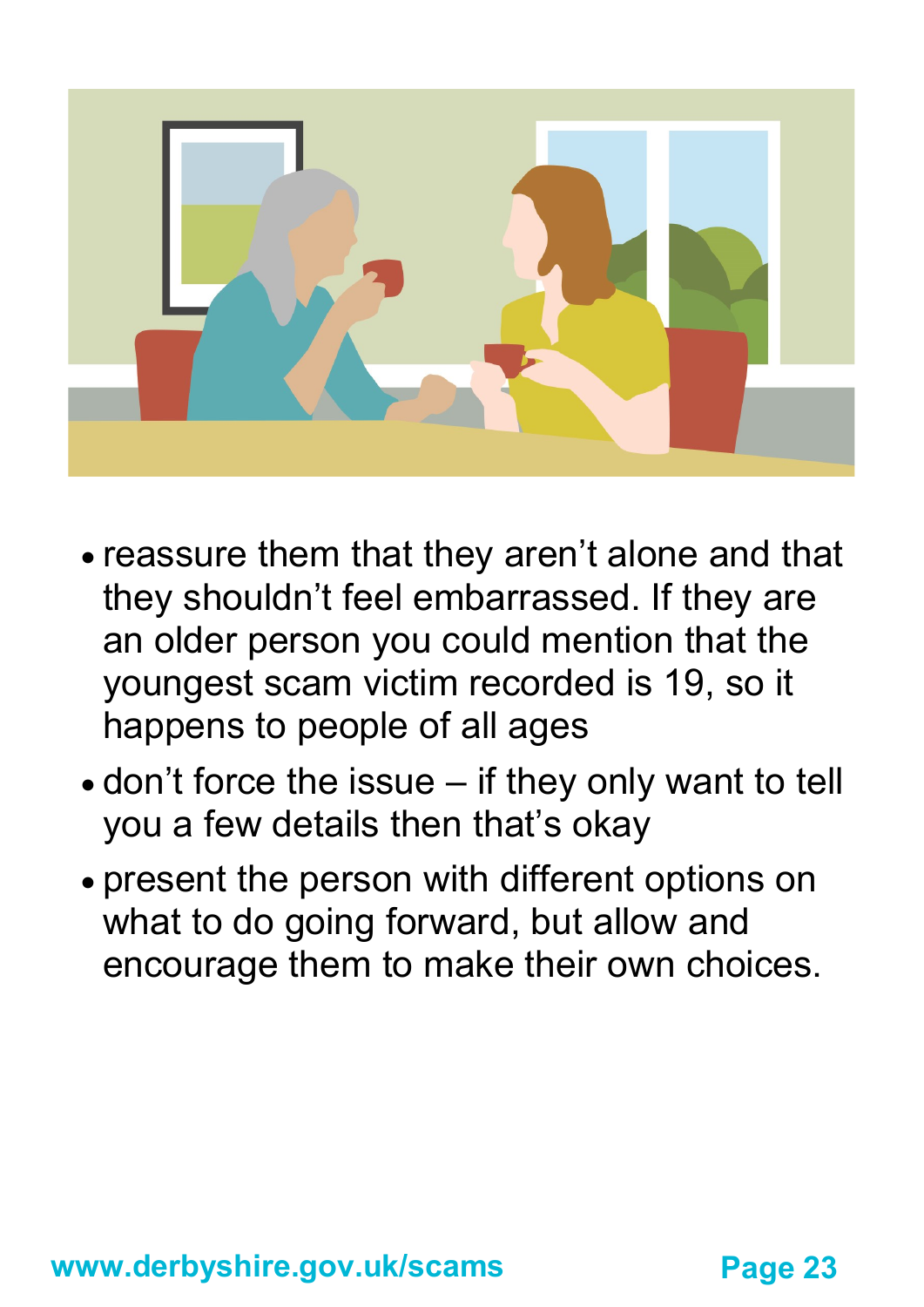- reassure them that they aren't alone and that they shouldn't feel embarrassed. If they are an older person you could mention that the youngest scam victim recorded is 19, so it happens to people of all ages
- don't force the issue – if they only want to tell you a few details then that's okay
- present the person with different options on what to do going forward, but allow and encourage them to make their own choices.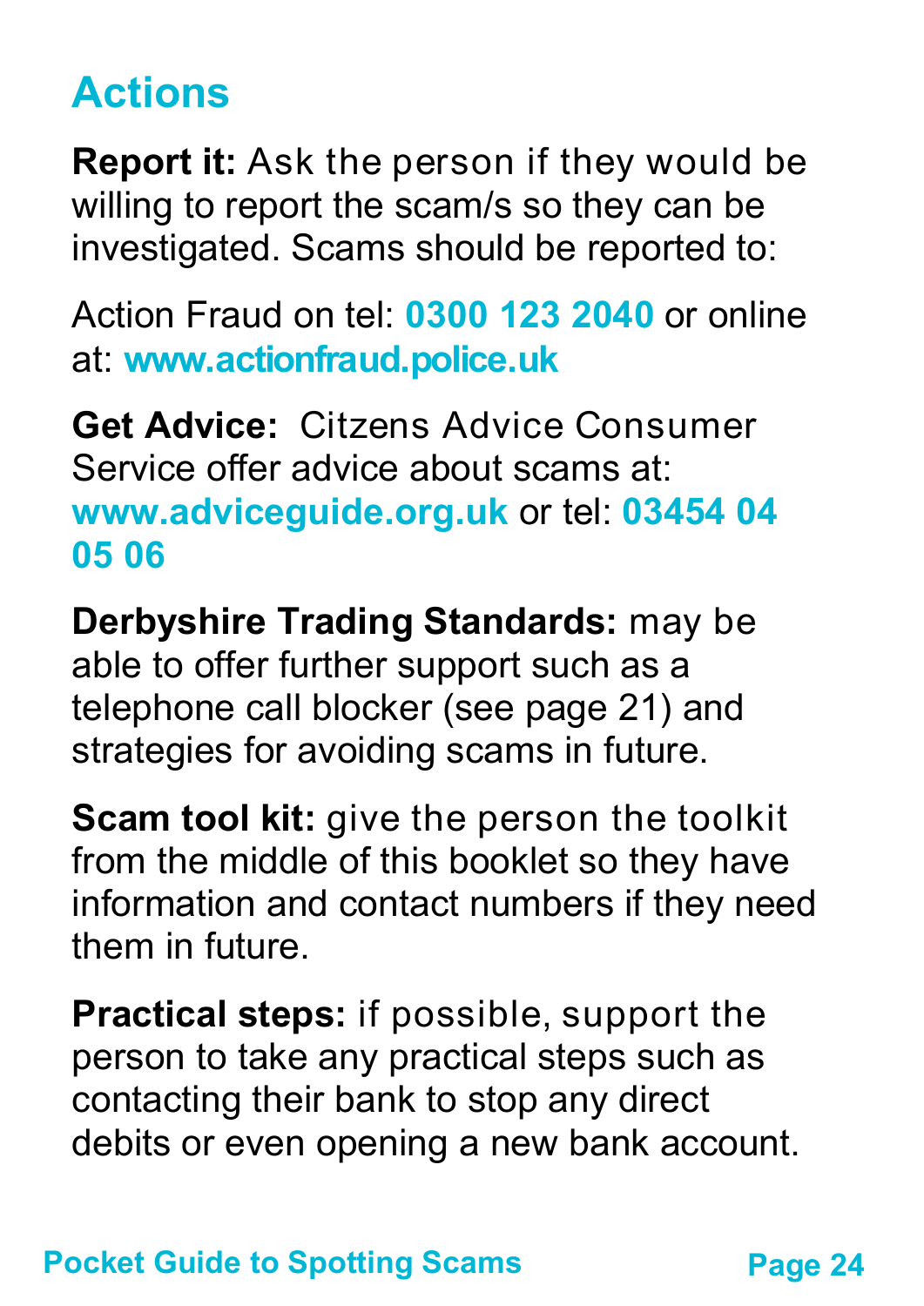## Actions

**Report it:** Ask the person if they would be willing to report the scam/s so they can be investigated. Scams should be reported to:

Action Fraud on tel: **0300 123 2040** or online at: **www.actionfraud.police.uk**

**Get Advice:** Citzens Advice Consumer Service offer advice about scams at: **www.adviceguide.org.uk** or tel: **03454 04 05 06**

**Derbyshire Trading Standards:** may be able to offer further support such as a telephone call blocker (see page 21) and strategies for avoiding scams in future.

**Scam tool kit:** give the person the toolkit from the middle of this booklet so they have information and contact numbers if they need them in future.

**Practical steps:** if possible, support the person to take any practical steps such as contacting their bank to stop any direct debits or even opening a new bank account.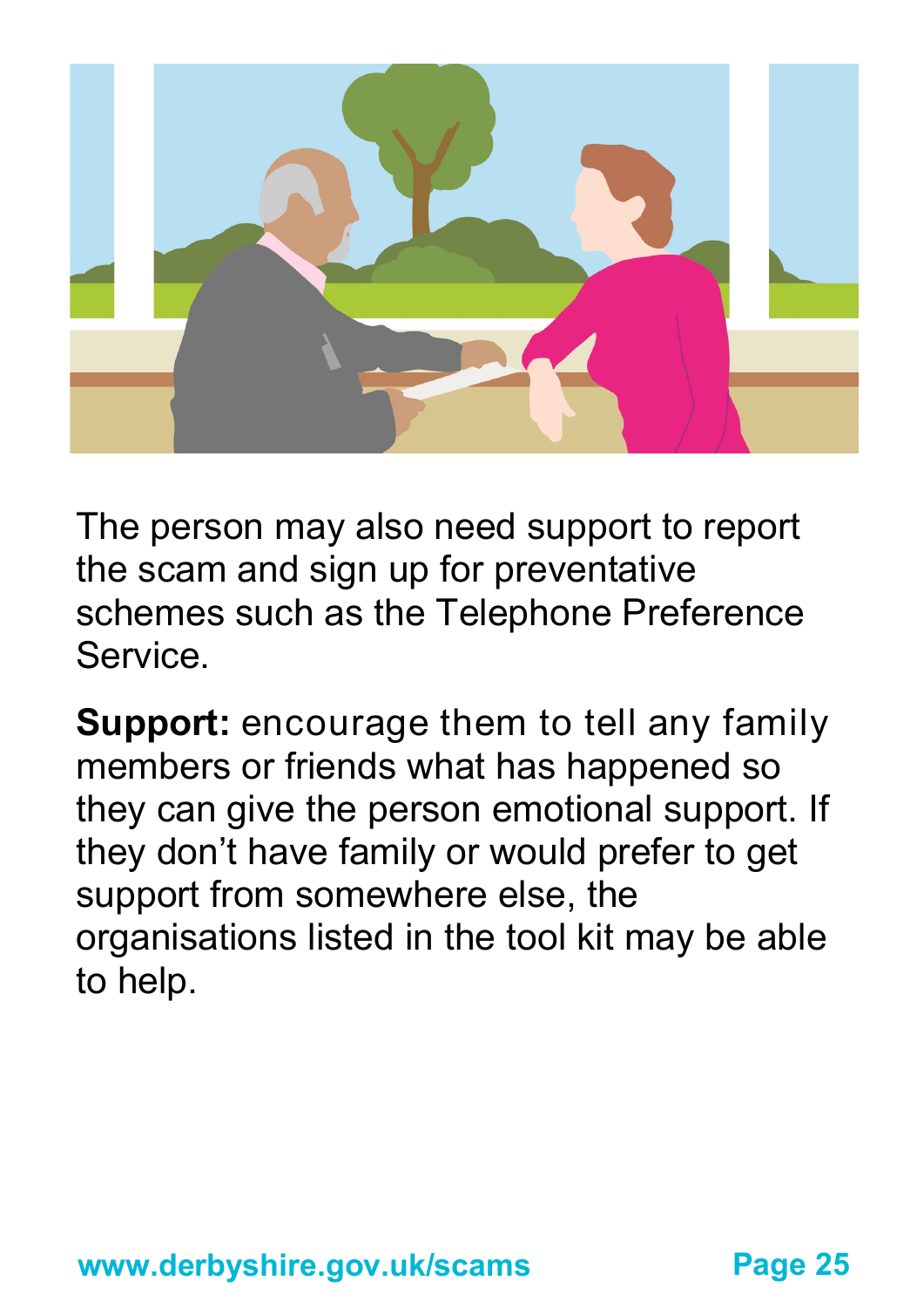The person may also need support to report the scam and sign up for preventative schemes such as the Telephone Preference Service.

**Support:** encourage them to tell any family members or friends what has happened so they can give the person emotional support. If they don't have family or would prefer to get support from somewhere else, the organisations listed in the tool kit may be able to help.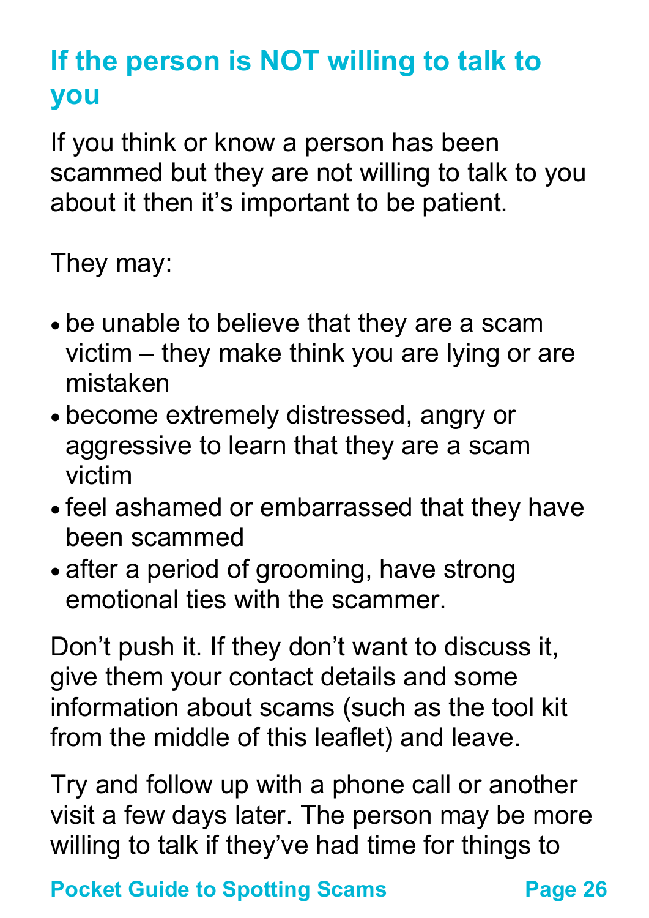## If the person is NOT willing to talk to you

If you think or know a person has been scammed but they are not willing to talk to you about it then it's important to be patient.

They may:

- be unable to believe that they are a scam victim – they make think you are lying or are mistaken
- become extremely distressed, angry or aggressive to learn that they are a scam victim
- feel ashamed or embarrassed that they have been scammed
- after a period of grooming, have strong emotional ties with the scammer.

Don't push it. If they don't want to discuss it, give them your contact details and some information about scams (such as the tool kit from the middle of this leaflet) and leave.

Try and follow up with a phone call or another visit a few days later. The person may be more willing to talk if they've had time for things to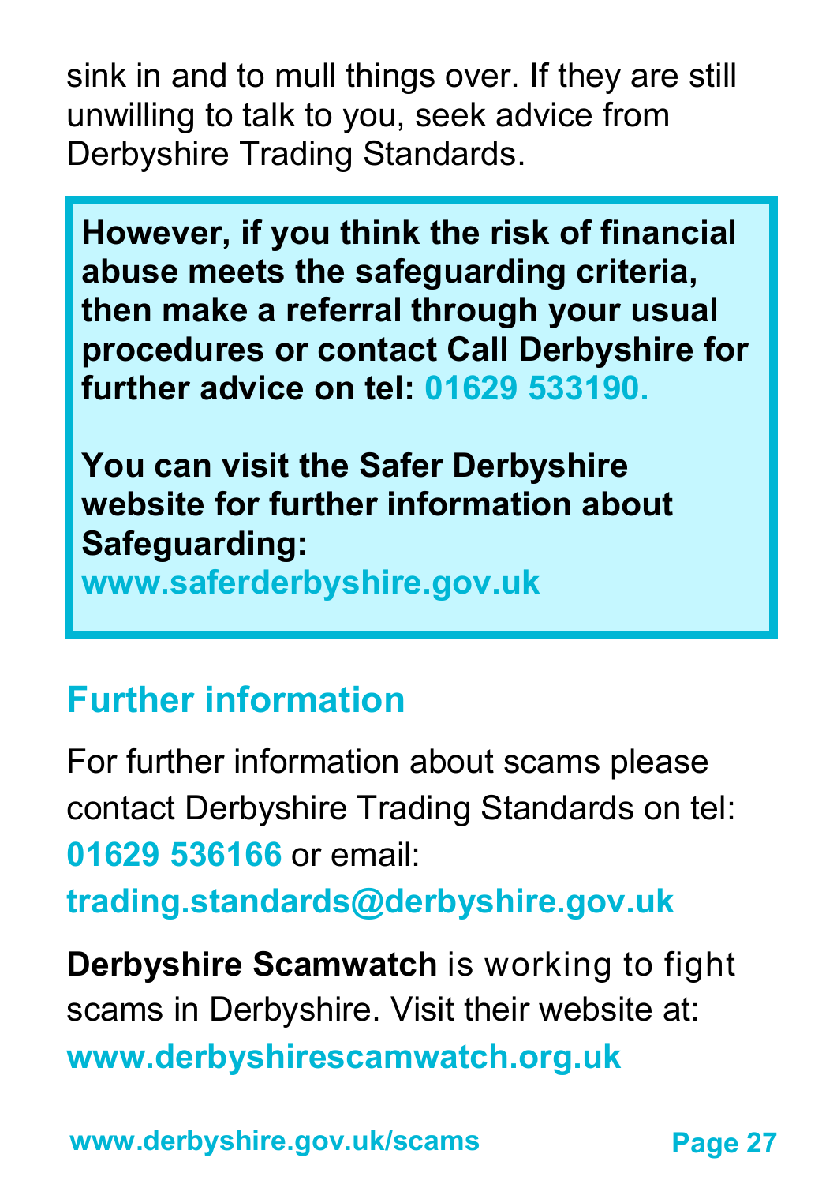sink in and to mull things over. If they are still unwilling to talk to you, seek advice from Derbyshire Trading Standards.

**However, if you think the risk of financial abuse meets the safeguarding criteria, then make a referral through your usual procedures or contact Call Derbyshire for further advice on tel: 01629 533190.**

**You can visit the Safer Derbyshire website for further information about Safeguarding:**
**www.saferderbyshire.gov.uk**

## Further information

For further information about scams please contact Derbyshire Trading Standards on tel: **01629 536166** or email:
**trading.standards@derbyshire.gov.uk**

**Derbyshire Scamwatch** is working to fight scams in Derbyshire. Visit their website at:
**www.derbyshirescamwatch.org.uk**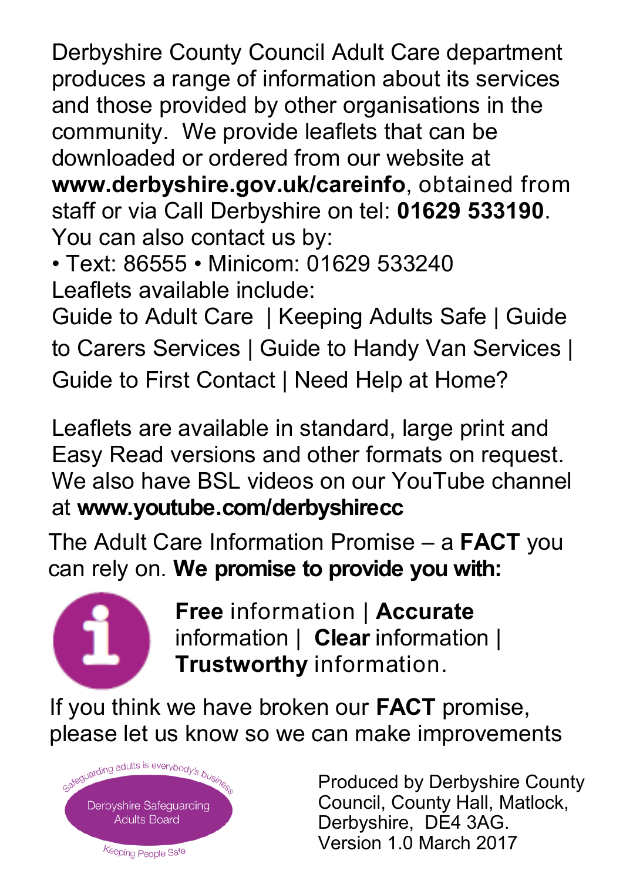Derbyshire County Council Adult Care department produces a range of information about its services and those provided by other organisations in the community. We provide leaflets that can be downloaded or ordered from our website at **www.derbyshire.gov.uk/careinfo**, obtained from staff or via Call Derbyshire on tel: **01629 533190**. You can also contact us by:

• Text: 86555 • Minicom: 01629 533240

Leaflets available include:

Guide to Adult Care | Keeping Adults Safe | Guide to Carers Services | Guide to Handy Van Services | Guide to First Contact | Need Help at Home?

Leaflets are available in standard, large print and Easy Read versions and other formats on request. We also have BSL videos on our YouTube channel at **www.youtube.com/derbyshirecc**

The Adult Care Information Promise – a **FACT** you can rely on. **We promise to provide you with:**

**Free** information | **Accurate** information | **Clear** information | **Trustworthy** information.

If you think we have broken our **FACT** promise, please let us know so we can make improvements

Safeguarding adults is everybody's business
Derbyshire Safeguarding Adults Board
Keeping People Safe

Produced by Derbyshire County Council, County Hall, Matlock, Derbyshire, DE4 3AG.
Version 1.0 March 2017